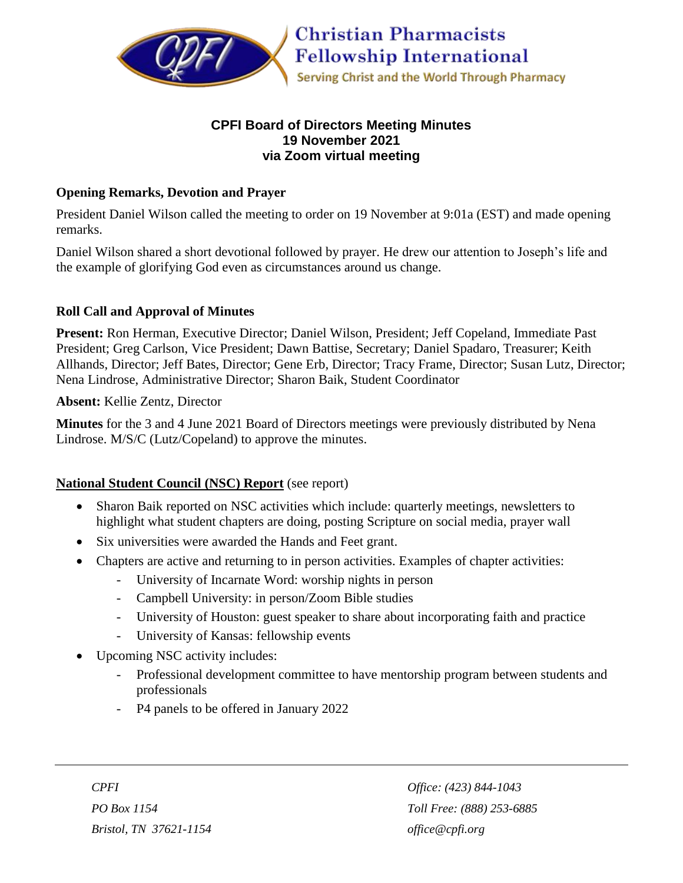# CPFI Board of Directors Meeting Minutes
## 19 November 2021
## via Zoom virtual meeting

### Opening Remarks, Devotion and Prayer

President Daniel Wilson called the meeting to order on 19 November at 9:01a (EST) and made opening remarks.

Daniel Wilson shared a short devotional followed by prayer. He drew our attention to Joseph's life and the example of glorifying God even as circumstances around us change.

### Roll Call and Approval of Minutes

**Present:** Ron Herman, Executive Director; Daniel Wilson, President; Jeff Copeland, Immediate Past President; Greg Carlson, Vice President; Dawn Battise, Secretary; Daniel Spadaro, Treasurer; Keith Allhands, Director; Jeff Bates, Director; Gene Erb, Director; Tracy Frame, Director; Susan Lutz, Director; Nena Lindrose, Administrative Director; Sharon Baik, Student Coordinator

**Absent:** Kellie Zentz, Director

**Minutes** for the 3 and 4 June 2021 Board of Directors meetings were previously distributed by Nena Lindrose. M/S/C (Lutz/Copeland) to approve the minutes.

### National Student Council (NSC) Report (see report)

- Sharon Baik reported on NSC activities which include: quarterly meetings, newsletters to highlight what student chapters are doing, posting Scripture on social media, prayer wall
- Six universities were awarded the Hands and Feet grant.
- Chapters are active and returning to in person activities. Examples of chapter activities:
  - University of Incarnate Word: worship nights in person
  - Campbell University: in person/Zoom Bible studies
  - University of Houston: guest speaker to share about incorporating faith and practice
  - University of Kansas: fellowship events
- Upcoming NSC activity includes:
  - Professional development committee to have mentorship program between students and professionals
  - P4 panels to be offered in January 2022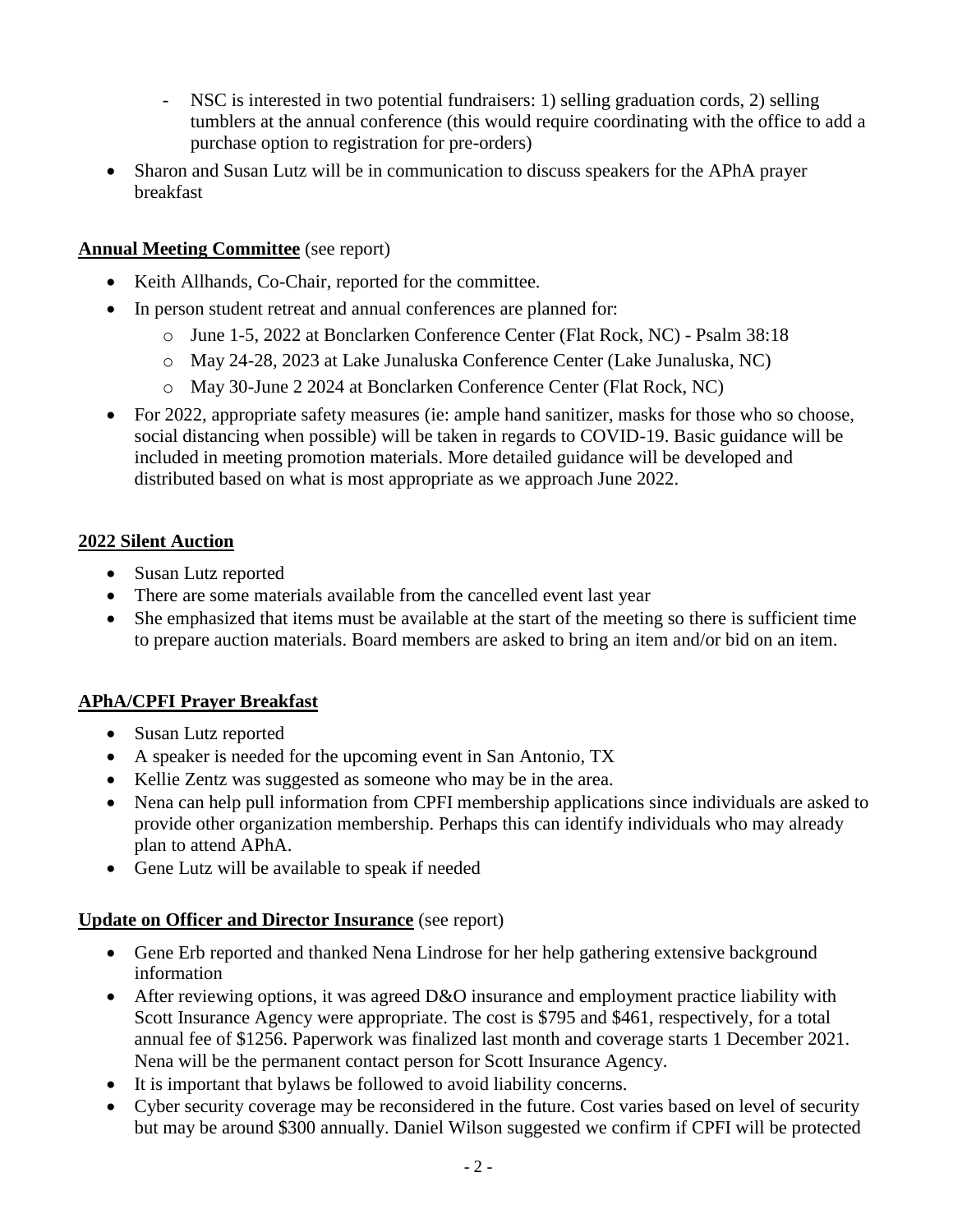- NSC is interested in two potential fundraisers: 1) selling graduation cords, 2) selling tumblers at the annual conference (this would require coordinating with the office to add a purchase option to registration for pre-orders)
- Sharon and Susan Lutz will be in communication to discuss speakers for the APhA prayer breakfast

**Annual Meeting Committee** (see report)

- Keith Allhands, Co-Chair, reported for the committee.
- In person student retreat and annual conferences are planned for:
  - June 1-5, 2022 at Bonclarken Conference Center (Flat Rock, NC) - Psalm 38:18
  - May 24-28, 2023 at Lake Junaluska Conference Center (Lake Junaluska, NC)
  - May 30-June 2 2024 at Bonclarken Conference Center (Flat Rock, NC)
- For 2022, appropriate safety measures (ie: ample hand sanitizer, masks for those who so choose, social distancing when possible) will be taken in regards to COVID-19. Basic guidance will be included in meeting promotion materials. More detailed guidance will be developed and distributed based on what is most appropriate as we approach June 2022.

**2022 Silent Auction**

- Susan Lutz reported
- There are some materials available from the cancelled event last year
- She emphasized that items must be available at the start of the meeting so there is sufficient time to prepare auction materials. Board members are asked to bring an item and/or bid on an item.

**APhA/CPFI Prayer Breakfast**

- Susan Lutz reported
- A speaker is needed for the upcoming event in San Antonio, TX
- Kellie Zentz was suggested as someone who may be in the area.
- Nena can help pull information from CPFI membership applications since individuals are asked to provide other organization membership. Perhaps this can identify individuals who may already plan to attend APhA.
- Gene Lutz will be available to speak if needed

**Update on Officer and Director Insurance** (see report)

- Gene Erb reported and thanked Nena Lindrose for her help gathering extensive background information
- After reviewing options, it was agreed D&O insurance and employment practice liability with Scott Insurance Agency were appropriate. The cost is $795 and $461, respectively, for a total annual fee of $1256. Paperwork was finalized last month and coverage starts 1 December 2021. Nena will be the permanent contact person for Scott Insurance Agency.
- It is important that bylaws be followed to avoid liability concerns.
- Cyber security coverage may be reconsidered in the future. Cost varies based on level of security but may be around $300 annually. Daniel Wilson suggested we confirm if CPFI will be protected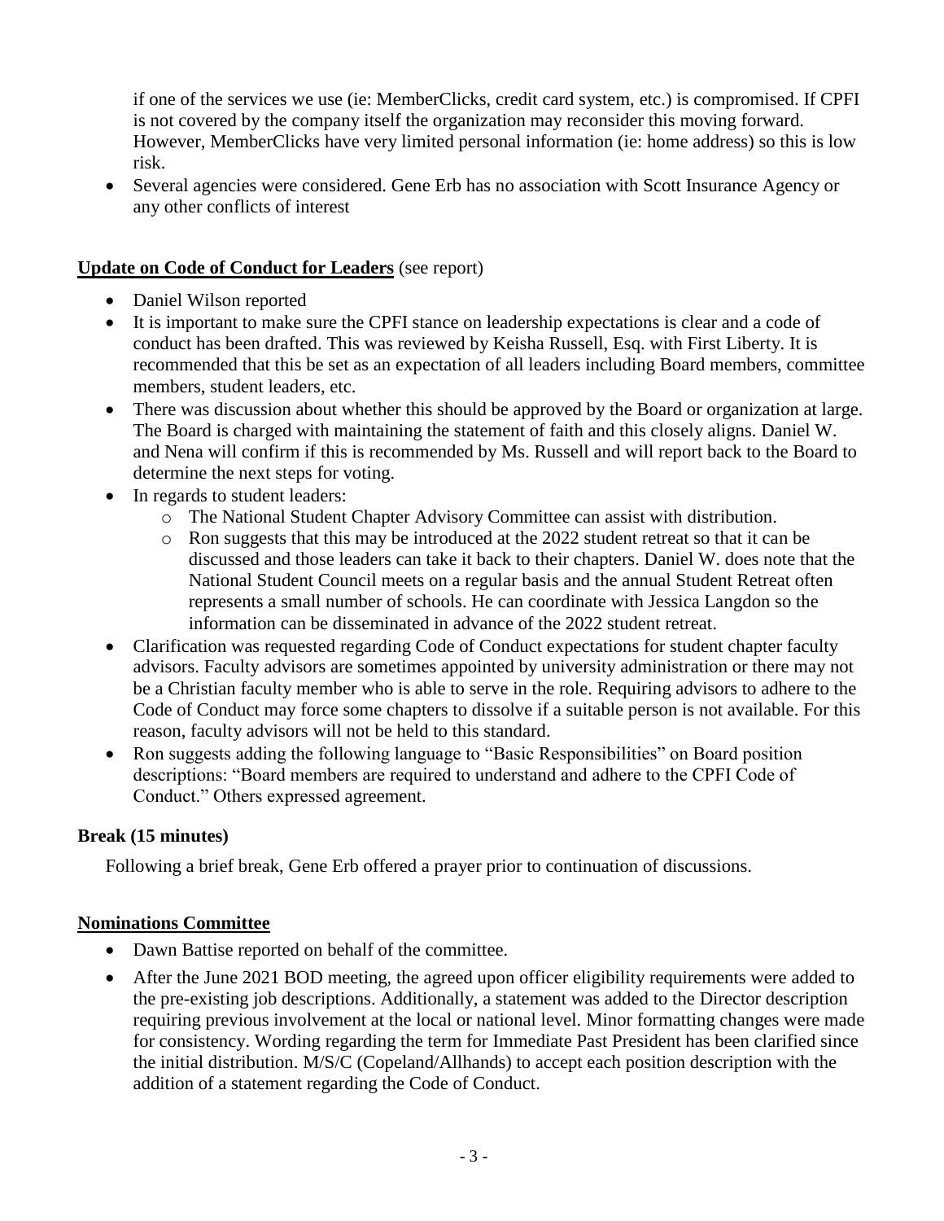if one of the services we use (ie: MemberClicks, credit card system, etc.) is compromised. If CPFI is not covered by the company itself the organization may reconsider this moving forward. However, MemberClicks have very limited personal information (ie: home address) so this is low risk.

- Several agencies were considered. Gene Erb has no association with Scott Insurance Agency or any other conflicts of interest

**Update on Code of Conduct for Leaders** (see report)

- Daniel Wilson reported
- It is important to make sure the CPFI stance on leadership expectations is clear and a code of conduct has been drafted. This was reviewed by Keisha Russell, Esq. with First Liberty. It is recommended that this be set as an expectation of all leaders including Board members, committee members, student leaders, etc.
- There was discussion about whether this should be approved by the Board or organization at large. The Board is charged with maintaining the statement of faith and this closely aligns. Daniel W. and Nena will confirm if this is recommended by Ms. Russell and will report back to the Board to determine the next steps for voting.
- In regards to student leaders:
    - The National Student Chapter Advisory Committee can assist with distribution.
    - Ron suggests that this may be introduced at the 2022 student retreat so that it can be discussed and those leaders can take it back to their chapters. Daniel W. does note that the National Student Council meets on a regular basis and the annual Student Retreat often represents a small number of schools. He can coordinate with Jessica Langdon so the information can be disseminated in advance of the 2022 student retreat.
- Clarification was requested regarding Code of Conduct expectations for student chapter faculty advisors. Faculty advisors are sometimes appointed by university administration or there may not be a Christian faculty member who is able to serve in the role. Requiring advisors to adhere to the Code of Conduct may force some chapters to dissolve if a suitable person is not available. For this reason, faculty advisors will not be held to this standard.
- Ron suggests adding the following language to "Basic Responsibilities" on Board position descriptions: "Board members are required to understand and adhere to the CPFI Code of Conduct." Others expressed agreement.

**Break (15 minutes)**

Following a brief break, Gene Erb offered a prayer prior to continuation of discussions.

**Nominations Committee**

- Dawn Battise reported on behalf of the committee.
- After the June 2021 BOD meeting, the agreed upon officer eligibility requirements were added to the pre-existing job descriptions. Additionally, a statement was added to the Director description requiring previous involvement at the local or national level. Minor formatting changes were made for consistency. Wording regarding the term for Immediate Past President has been clarified since the initial distribution. M/S/C (Copeland/Allhands) to accept each position description with the addition of a statement regarding the Code of Conduct.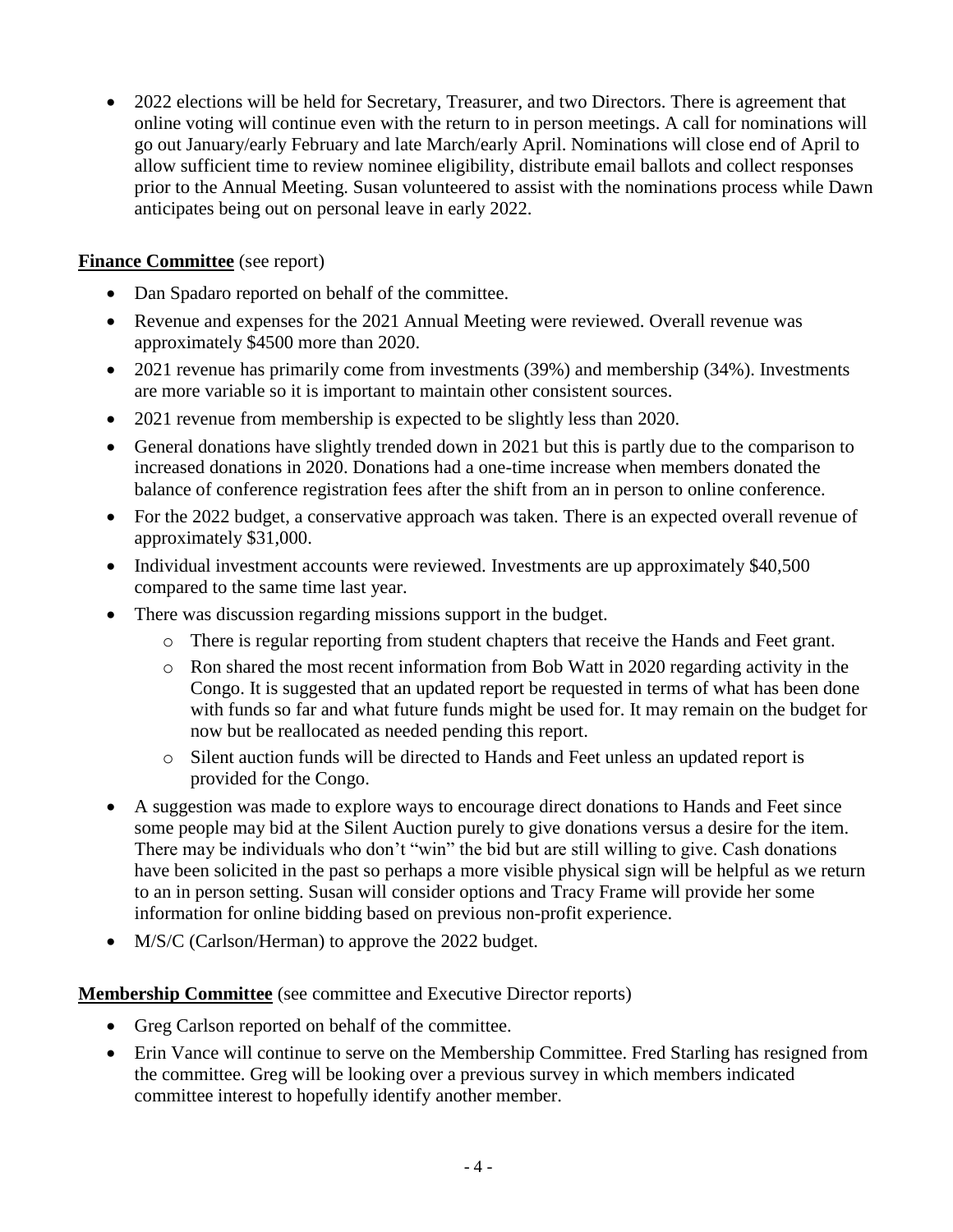- 2022 elections will be held for Secretary, Treasurer, and two Directors. There is agreement that online voting will continue even with the return to in person meetings. A call for nominations will go out January/early February and late March/early April. Nominations will close end of April to allow sufficient time to review nominee eligibility, distribute email ballots and collect responses prior to the Annual Meeting. Susan volunteered to assist with the nominations process while Dawn anticipates being out on personal leave in early 2022.

**Finance Committee** (see report)

- Dan Spadaro reported on behalf of the committee.
- Revenue and expenses for the 2021 Annual Meeting were reviewed. Overall revenue was approximately $4500 more than 2020.
- 2021 revenue has primarily come from investments (39%) and membership (34%). Investments are more variable so it is important to maintain other consistent sources.
- 2021 revenue from membership is expected to be slightly less than 2020.
- General donations have slightly trended down in 2021 but this is partly due to the comparison to increased donations in 2020. Donations had a one-time increase when members donated the balance of conference registration fees after the shift from an in person to online conference.
- For the 2022 budget, a conservative approach was taken. There is an expected overall revenue of approximately $31,000.
- Individual investment accounts were reviewed. Investments are up approximately $40,500 compared to the same time last year.
- There was discussion regarding missions support in the budget.
  - There is regular reporting from student chapters that receive the Hands and Feet grant.
  - Ron shared the most recent information from Bob Watt in 2020 regarding activity in the Congo. It is suggested that an updated report be requested in terms of what has been done with funds so far and what future funds might be used for. It may remain on the budget for now but be reallocated as needed pending this report.
  - Silent auction funds will be directed to Hands and Feet unless an updated report is provided for the Congo.
- A suggestion was made to explore ways to encourage direct donations to Hands and Feet since some people may bid at the Silent Auction purely to give donations versus a desire for the item. There may be individuals who don't "win" the bid but are still willing to give. Cash donations have been solicited in the past so perhaps a more visible physical sign will be helpful as we return to an in person setting. Susan will consider options and Tracy Frame will provide her some information for online bidding based on previous non-profit experience.
- M/S/C (Carlson/Herman) to approve the 2022 budget.

**Membership Committee** (see committee and Executive Director reports)

- Greg Carlson reported on behalf of the committee.
- Erin Vance will continue to serve on the Membership Committee. Fred Starling has resigned from the committee. Greg will be looking over a previous survey in which members indicated committee interest to hopefully identify another member.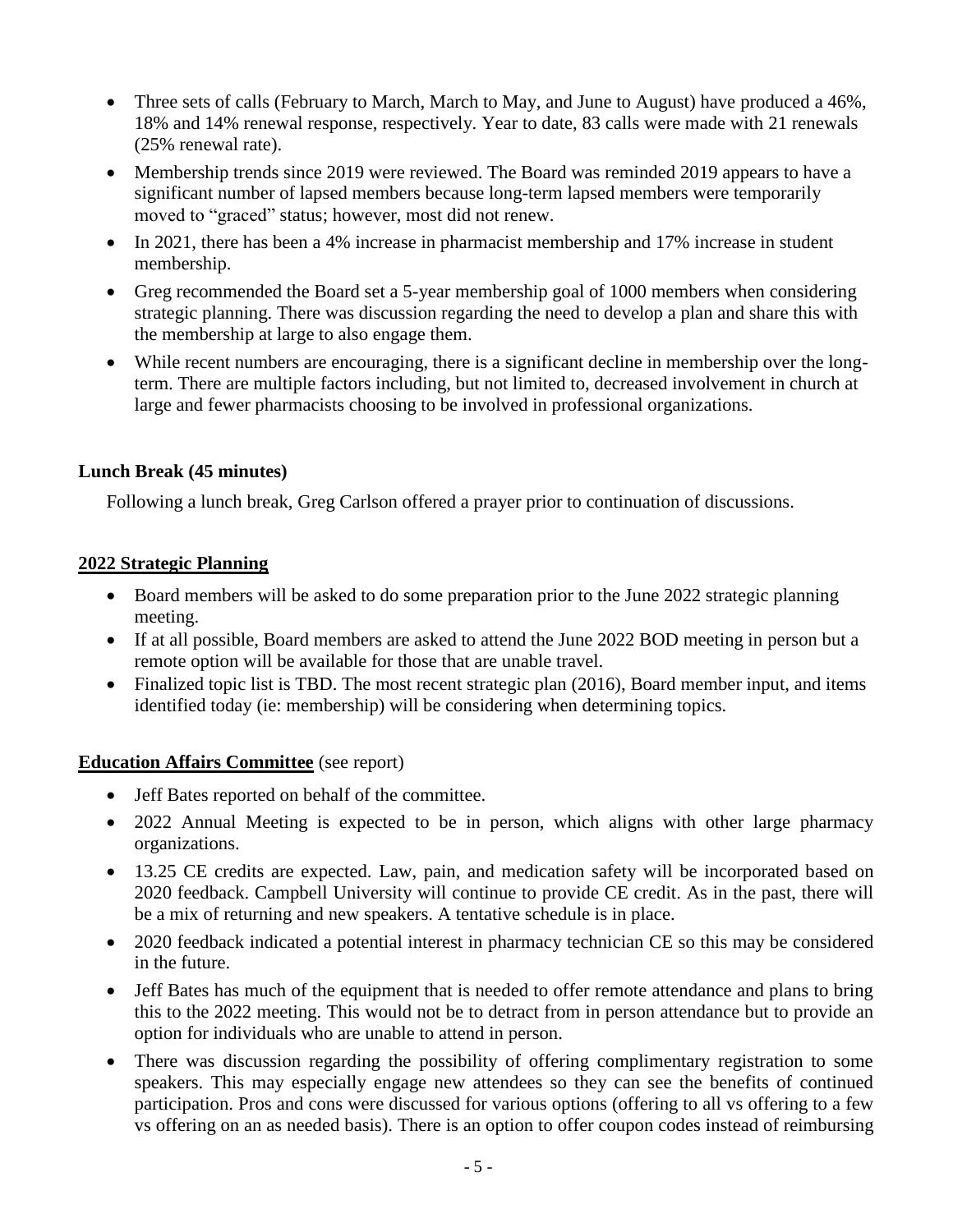- Three sets of calls (February to March, March to May, and June to August) have produced a 46%, 18% and 14% renewal response, respectively. Year to date, 83 calls were made with 21 renewals (25% renewal rate).
- Membership trends since 2019 were reviewed. The Board was reminded 2019 appears to have a significant number of lapsed members because long-term lapsed members were temporarily moved to "graced" status; however, most did not renew.
- In 2021, there has been a 4% increase in pharmacist membership and 17% increase in student membership.
- Greg recommended the Board set a 5-year membership goal of 1000 members when considering strategic planning. There was discussion regarding the need to develop a plan and share this with the membership at large to also engage them.
- While recent numbers are encouraging, there is a significant decline in membership over the long-term. There are multiple factors including, but not limited to, decreased involvement in church at large and fewer pharmacists choosing to be involved in professional organizations.

**Lunch Break (45 minutes)**

Following a lunch break, Greg Carlson offered a prayer prior to continuation of discussions.

**2022 Strategic Planning**

- Board members will be asked to do some preparation prior to the June 2022 strategic planning meeting.
- If at all possible, Board members are asked to attend the June 2022 BOD meeting in person but a remote option will be available for those that are unable travel.
- Finalized topic list is TBD. The most recent strategic plan (2016), Board member input, and items identified today (ie: membership) will be considering when determining topics.

**Education Affairs Committee** (see report)

- Jeff Bates reported on behalf of the committee.
- 2022 Annual Meeting is expected to be in person, which aligns with other large pharmacy organizations.
- 13.25 CE credits are expected. Law, pain, and medication safety will be incorporated based on 2020 feedback. Campbell University will continue to provide CE credit. As in the past, there will be a mix of returning and new speakers. A tentative schedule is in place.
- 2020 feedback indicated a potential interest in pharmacy technician CE so this may be considered in the future.
- Jeff Bates has much of the equipment that is needed to offer remote attendance and plans to bring this to the 2022 meeting. This would not be to detract from in person attendance but to provide an option for individuals who are unable to attend in person.
- There was discussion regarding the possibility of offering complimentary registration to some speakers. This may especially engage new attendees so they can see the benefits of continued participation. Pros and cons were discussed for various options (offering to all vs offering to a few vs offering on an as needed basis). There is an option to offer coupon codes instead of reimbursing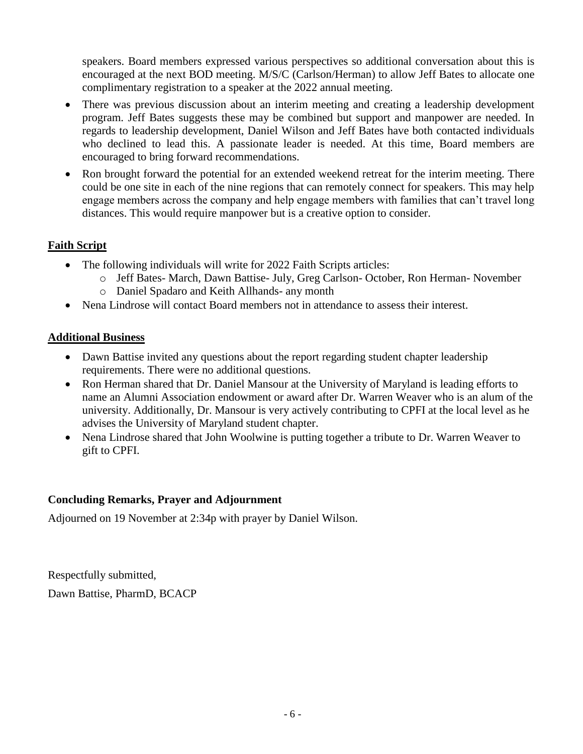speakers. Board members expressed various perspectives so additional conversation about this is encouraged at the next BOD meeting. M/S/C (Carlson/Herman) to allow Jeff Bates to allocate one complimentary registration to a speaker at the 2022 annual meeting.

- There was previous discussion about an interim meeting and creating a leadership development program. Jeff Bates suggests these may be combined but support and manpower are needed. In regards to leadership development, Daniel Wilson and Jeff Bates have both contacted individuals who declined to lead this. A passionate leader is needed. At this time, Board members are encouraged to bring forward recommendations.
- Ron brought forward the potential for an extended weekend retreat for the interim meeting. There could be one site in each of the nine regions that can remotely connect for speakers. This may help engage members across the company and help engage members with families that can't travel long distances. This would require manpower but is a creative option to consider.

## Faith Script

- The following individuals will write for 2022 Faith Scripts articles:
  - Jeff Bates- March, Dawn Battise- July, Greg Carlson- October, Ron Herman- November
  - Daniel Spadaro and Keith Allhands- any month
- Nena Lindrose will contact Board members not in attendance to assess their interest.

## Additional Business

- Dawn Battise invited any questions about the report regarding student chapter leadership requirements. There were no additional questions.
- Ron Herman shared that Dr. Daniel Mansour at the University of Maryland is leading efforts to name an Alumni Association endowment or award after Dr. Warren Weaver who is an alum of the university. Additionally, Dr. Mansour is very actively contributing to CPFI at the local level as he advises the University of Maryland student chapter.
- Nena Lindrose shared that John Woolwine is putting together a tribute to Dr. Warren Weaver to gift to CPFI.

**Concluding Remarks, Prayer and Adjournment**

Adjourned on 19 November at 2:34p with prayer by Daniel Wilson.

Respectfully submitted,

Dawn Battise, PharmD, BCACP